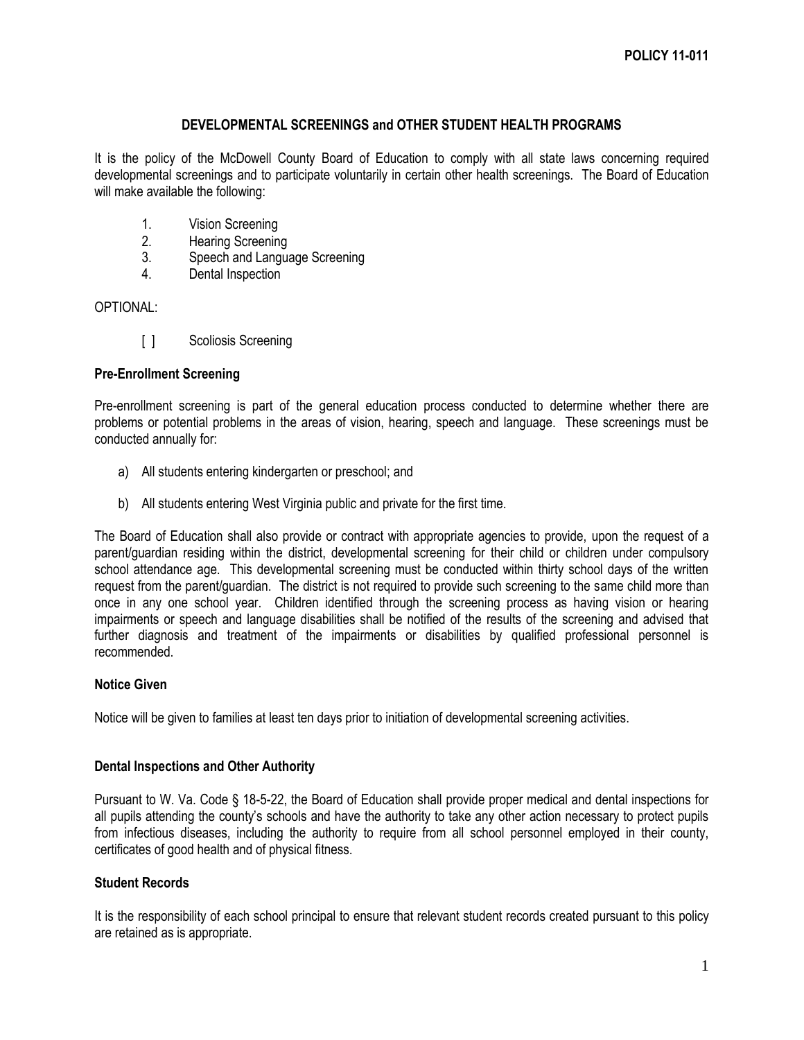POLICY 11-011

# DEVELOPMENTAL SCREENINGS and OTHER STUDENT HEALTH PROGRAMS

It is the policy of the McDowell County Board of Education to comply with all state laws concerning required developmental screenings and to participate voluntarily in certain other health screenings. The Board of Education will make available the following:

1. Vision Screening
2. Hearing Screening
3. Speech and Language Screening
4. Dental Inspection

OPTIONAL:

[ ] Scoliosis Screening

### Pre-Enrollment Screening

Pre-enrollment screening is part of the general education process conducted to determine whether there are problems or potential problems in the areas of vision, hearing, speech and language. These screenings must be conducted annually for:

a) All students entering kindergarten or preschool; and

b) All students entering West Virginia public and private for the first time.

The Board of Education shall also provide or contract with appropriate agencies to provide, upon the request of a parent/guardian residing within the district, developmental screening for their child or children under compulsory school attendance age. This developmental screening must be conducted within thirty school days of the written request from the parent/guardian. The district is not required to provide such screening to the same child more than once in any one school year. Children identified through the screening process as having vision or hearing impairments or speech and language disabilities shall be notified of the results of the screening and advised that further diagnosis and treatment of the impairments or disabilities by qualified professional personnel is recommended.

### Notice Given

Notice will be given to families at least ten days prior to initiation of developmental screening activities.

### Dental Inspections and Other Authority

Pursuant to W. Va. Code § 18-5-22, the Board of Education shall provide proper medical and dental inspections for all pupils attending the county's schools and have the authority to take any other action necessary to protect pupils from infectious diseases, including the authority to require from all school personnel employed in their county, certificates of good health and of physical fitness.

### Student Records

It is the responsibility of each school principal to ensure that relevant student records created pursuant to this policy are retained as is appropriate.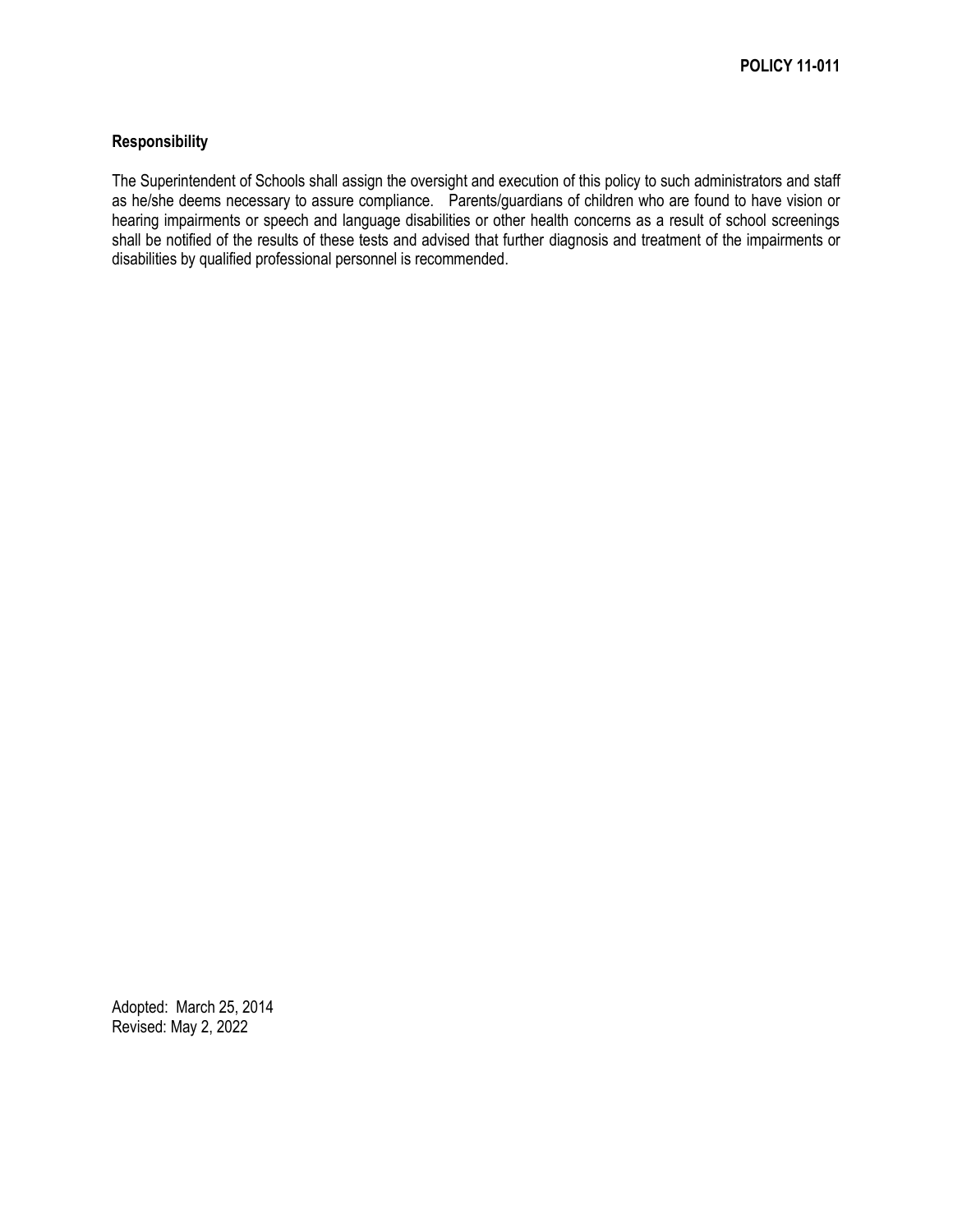**POLICY 11-011**

**Responsibility**

The Superintendent of Schools shall assign the oversight and execution of this policy to such administrators and staff as he/she deems necessary to assure compliance. Parents/guardians of children who are found to have vision or hearing impairments or speech and language disabilities or other health concerns as a result of school screenings shall be notified of the results of these tests and advised that further diagnosis and treatment of the impairments or disabilities by qualified professional personnel is recommended.

Adopted: March 25, 2014
Revised: May 2, 2022